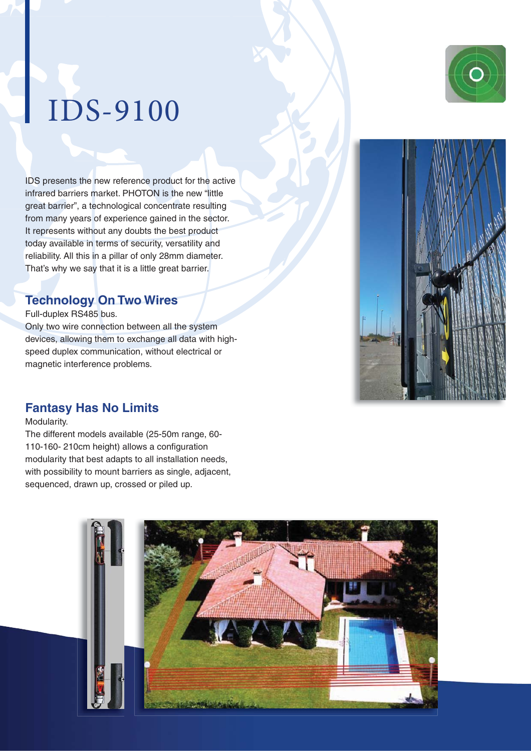# IDS-9100

IDS presents the new reference product for the active infrared barriers market. PHOTON is the new "little great barrier", a technological concentrate resulting from many years of experience gained in the sector. It represents without any doubts the best product today available in terms of security, versatility and reliability. All this in a pillar of only 28mm diameter. That's why we say that it is a little great barrier.

## Technology On Two Wires

Full-duplex RS485 bus.

Only two wire connection between all the system devices, allowing them to exchange all data with high-speed duplex communication, without electrical or magnetic interference problems.

## Fantasy Has No Limits

Modularity.

The different models available (25-50m range, 60-110-160- 210cm height) allows a configuration modularity that best adapts to all installation needs, with possibility to mount barriers as single, adjacent, sequenced, drawn up, crossed or piled up.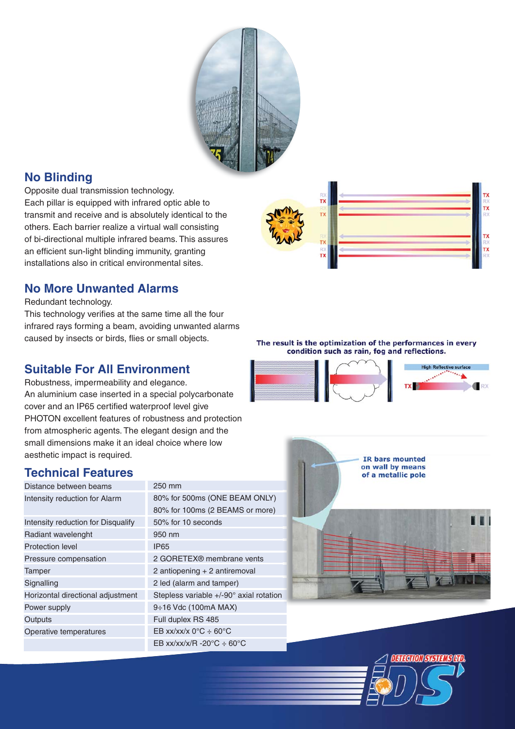## No Blinding

Opposite dual transmission technology.
Each pillar is equipped with infrared optic able to transmit and receive and is absolutely identical to the others. Each barrier realize a virtual wall consisting of bi-directional multiple infrared beams. This assures an efficient sun-light blinding immunity, granting installations also in critical environmental sites.

## No More Unwanted Alarms

Redundant technology.
This technology verifies at the same time all the four infrared rays forming a beam, avoiding unwanted alarms caused by insects or birds, flies or small objects.

The result is the optimization of the performances in every condition such as rain, fog and reflections.

## Suitable For All Environment

Robustness, impermeability and elegance.
An aluminium case inserted in a special polycarbonate cover and an IP65 certified waterproof level give PHOTON excellent features of robustness and protection from atmospheric agents. The elegant design and the small dimensions make it an ideal choice where low aesthetic impact is required.

IR bars mounted on wall by means of a metallic pole

## Technical Features

| | |
|---|---|
| Distance between beams | 250 mm |
| Intensity reduction for Alarm | 80% for 500ms (ONE BEAM ONLY) |
| | 80% for 100ms (2 BEAMS or more) |
| Intensity reduction for Disqualify | 50% for 10 seconds |
| Radiant wavelenght | 950 nm |
| Protection level | IP65 |
| Pressure compensation | 2 GORETEX® membrane vents |
| Tamper | 2 antiopening + 2 antiremoval |
| Signalling | 2 led (alarm and tamper) |
| Horizontal directional adjustment | Stepless variable +/-90° axial rotation |
| Power supply | 9÷16 Vdc (100mA MAX) |
| Outputs | Full duplex RS 485 |
| Operative temperatures | EB xx/xx/x 0°C ÷ 60°C |
| | EB xx/xx/x/R -20°C ÷ 60°C |

DETECTION SYSTEMS LTD.